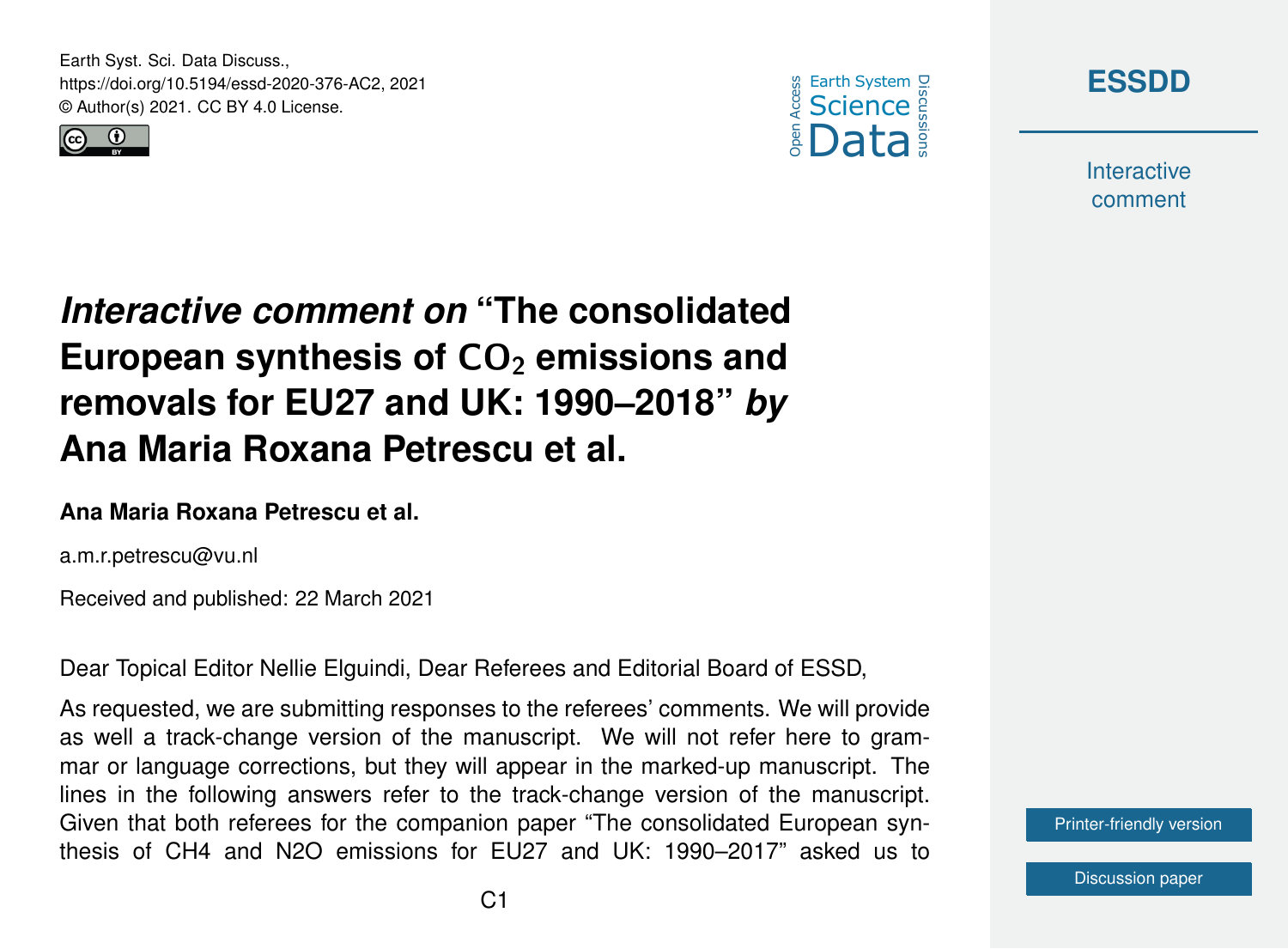# *Interactive comment on* "The consolidated European synthesis of $CO_2$ emissions and removals for EU27 and UK: 1990–2018" *by* Ana Maria Roxana Petrescu et al.

**Ana Maria Roxana Petrescu et al.**

a.m.r.petrescu@vu.nl

Received and published: 22 March 2021

Dear Topical Editor Nellie Elguindi, Dear Referees and Editorial Board of ESSD,

As requested, we are submitting responses to the referees' comments. We will provide as well a track-change version of the manuscript. We will not refer here to grammar or language corrections, but they will appear in the marked-up manuscript. The lines in the following answers refer to the track-change version of the manuscript. Given that both referees for the companion paper "The consolidated European synthesis of CH4 and N2O emissions for EU27 and UK: 1990–2017" asked us to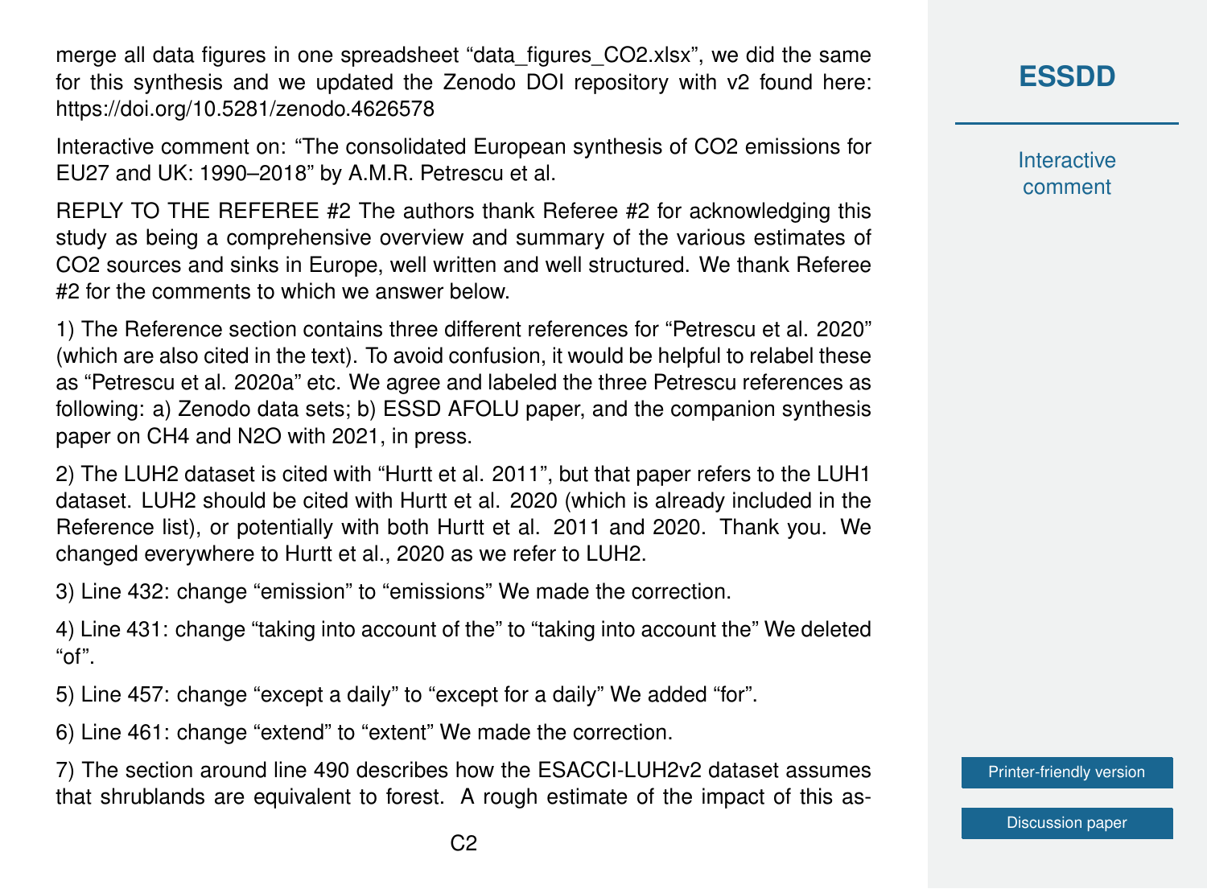merge all data figures in one spreadsheet “data_figures_CO2.xlsx”, we did the same for this synthesis and we updated the Zenodo DOI repository with v2 found here: https://doi.org/10.5281/zenodo.4626578

Interactive comment on: “The consolidated European synthesis of $CO_2$ emissions for EU27 and UK: 1990–2018” by A.M.R. Petrescu et al.

REPLY TO THE REFEREE #2 The authors thank Referee #2 for acknowledging this study as being a comprehensive overview and summary of the various estimates of $CO_2$ sources and sinks in Europe, well written and well structured. We thank Referee #2 for the comments to which we answer below.

1) The Reference section contains three different references for “Petrescu et al. 2020” (which are also cited in the text). To avoid confusion, it would be helpful to relabel these as “Petrescu et al. 2020a” etc. We agree and labeled the three Petrescu references as following: a) Zenodo data sets; b) ESSD AFOLU paper, and the companion synthesis paper on $CH_4$ and $N_2O$ with 2021, in press.

2) The LUH2 dataset is cited with “Hurtt et al. 2011”, but that paper refers to the LUH1 dataset. LUH2 should be cited with Hurtt et al. 2020 (which is already included in the Reference list), or potentially with both Hurtt et al. 2011 and 2020. Thank you. We changed everywhere to Hurtt et al., 2020 as we refer to LUH2.

3) Line 432: change “emission” to “emissions” We made the correction.

4) Line 431: change “taking into account of the” to “taking into account the” We deleted “of”.

5) Line 457: change “except a daily” to “except for a daily” We added “for”.

6) Line 461: change “extend” to “extent” We made the correction.

7) The section around line 490 describes how the ESACCI-LUH2v2 dataset assumes that shrublands are equivalent to forest. A rough estimate of the impact of this as-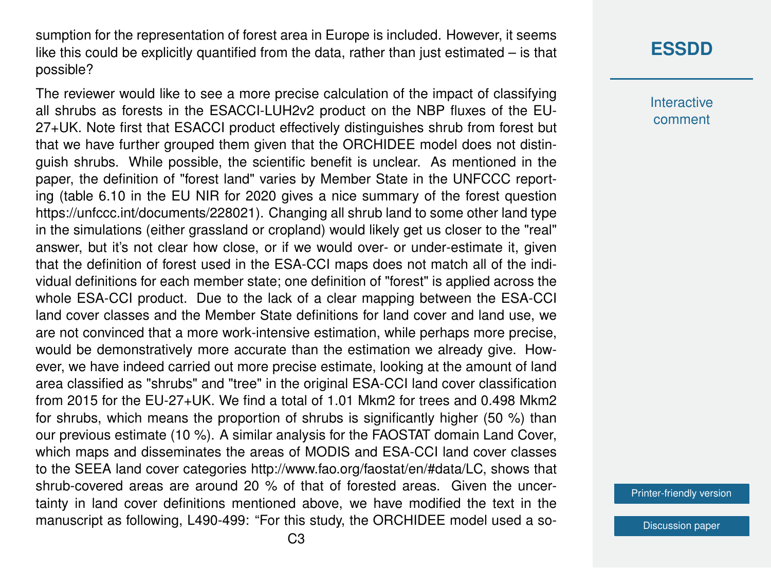sumption for the representation of forest area in Europe is included. However, it seems like this could be explicitly quantified from the data, rather than just estimated – is that possible?

The reviewer would like to see a more precise calculation of the impact of classifying all shrubs as forests in the ESACCI-LUH2v2 product on the NBP fluxes of the EU-27+UK. Note first that ESACCI product effectively distinguishes shrub from forest but that we have further grouped them given that the ORCHIDEE model does not distinguish shrubs. While possible, the scientific benefit is unclear. As mentioned in the paper, the definition of "forest land" varies by Member State in the UNFCCC reporting (table 6.10 in the EU NIR for 2020 gives a nice summary of the forest question https://unfccc.int/documents/228021). Changing all shrub land to some other land type in the simulations (either grassland or cropland) would likely get us closer to the "real" answer, but it's not clear how close, or if we would over- or under-estimate it, given that the definition of forest used in the ESA-CCI maps does not match all of the individual definitions for each member state; one definition of "forest" is applied across the whole ESA-CCI product. Due to the lack of a clear mapping between the ESA-CCI land cover classes and the Member State definitions for land cover and land use, we are not convinced that a more work-intensive estimation, while perhaps more precise, would be demonstratively more accurate than the estimation we already give. However, we have indeed carried out more precise estimate, looking at the amount of land area classified as "shrubs" and "tree" in the original ESA-CCI land cover classification from 2015 for the EU-27+UK. We find a total of 1.01 Mkm2 for trees and 0.498 Mkm2 for shrubs, which means the proportion of shrubs is significantly higher (50 %) than our previous estimate (10 %). A similar analysis for the FAOSTAT domain Land Cover, which maps and disseminates the areas of MODIS and ESA-CCI land cover classes to the SEEA land cover categories http://www.fao.org/faostat/en/#data/LC, shows that shrub-covered areas are around 20 % of that of forested areas. Given the uncertainty in land cover definitions mentioned above, we have modified the text in the manuscript as following, L490-499: "For this study, the ORCHIDEE model used a so-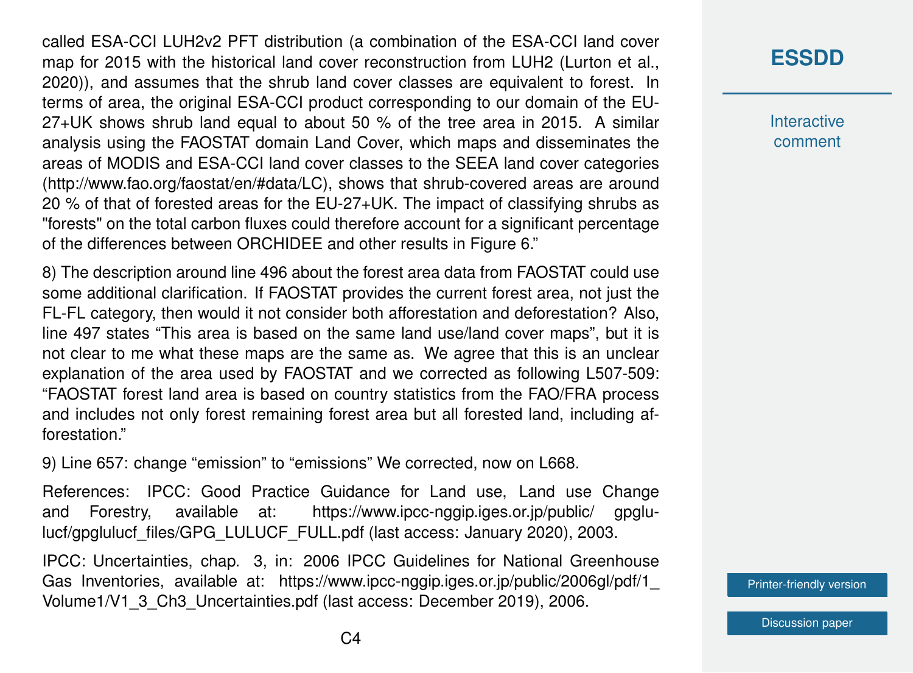called ESA-CCI LUH2v2 PFT distribution (a combination of the ESA-CCI land cover map for 2015 with the historical land cover reconstruction from LUH2 (Lurton et al., 2020)), and assumes that the shrub land cover classes are equivalent to forest. In terms of area, the original ESA-CCI product corresponding to our domain of the EU-27+UK shows shrub land equal to about 50 % of the tree area in 2015. A similar analysis using the FAOSTAT domain Land Cover, which maps and disseminates the areas of MODIS and ESA-CCI land cover classes to the SEEA land cover categories (http://www.fao.org/faostat/en/#data/LC), shows that shrub-covered areas are around 20 % of that of forested areas for the EU-27+UK. The impact of classifying shrubs as "forests" on the total carbon fluxes could therefore account for a significant percentage of the differences between ORCHIDEE and other results in Figure 6."

8) The description around line 496 about the forest area data from FAOSTAT could use some additional clarification. If FAOSTAT provides the current forest area, not just the FL-FL category, then would it not consider both afforestation and deforestation? Also, line 497 states "This area is based on the same land use/land cover maps", but it is not clear to me what these maps are the same as. We agree that this is an unclear explanation of the area used by FAOSTAT and we corrected as following L507-509: "FAOSTAT forest land area is based on country statistics from the FAO/FRA process and includes not only forest remaining forest area but all forested land, including afforestation."

9) Line 657: change "emission" to "emissions" We corrected, now on L668.

References: IPCC: Good Practice Guidance for Land use, Land use Change and Forestry, available at: https://www.ipcc-nggip.iges.or.jp/public/gpglulucf/gpglulucf_files/GPG_LULUCF_FULL.pdf (last access: January 2020), 2003.

IPCC: Uncertainties, chap. 3, in: 2006 IPCC Guidelines for National Greenhouse Gas Inventories, available at: https://www.ipcc-nggip.iges.or.jp/public/2006gl/pdf/1_Volume1/V1_3_Ch3_Uncertainties.pdf (last access: December 2019), 2006.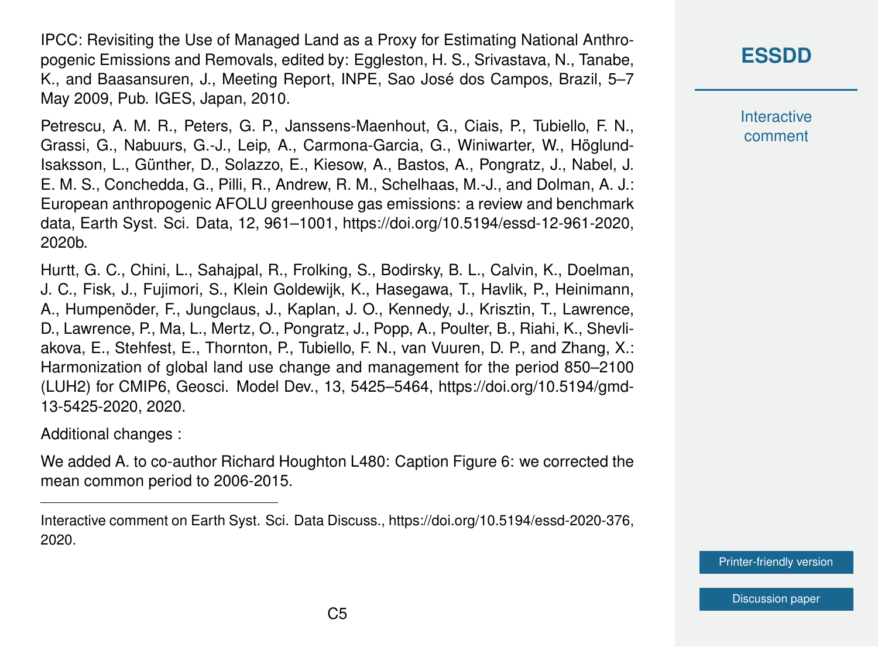IPCC: Revisiting the Use of Managed Land as a Proxy for Estimating National Anthropogenic Emissions and Removals, edited by: Eggleston, H. S., Srivastava, N., Tanabe, K., and Baasansuren, J., Meeting Report, INPE, Sao José dos Campos, Brazil, 5–7 May 2009, Pub. IGES, Japan, 2010.

Petrescu, A. M. R., Peters, G. P., Janssens-Maenhout, G., Ciais, P., Tubiello, F. N., Grassi, G., Nabuurs, G.-J., Leip, A., Carmona-Garcia, G., Winiwarter, W., Höglund-Isaksson, L., Günther, D., Solazzo, E., Kiesow, A., Bastos, A., Pongratz, J., Nabel, J. E. M. S., Conchedda, G., Pilli, R., Andrew, R. M., Schelhaas, M.-J., and Dolman, A. J.: European anthropogenic AFOLU greenhouse gas emissions: a review and benchmark data, Earth Syst. Sci. Data, 12, 961–1001, https://doi.org/10.5194/essd-12-961-2020, 2020b.

Hurtt, G. C., Chini, L., Sahajpal, R., Frolking, S., Bodirsky, B. L., Calvin, K., Doelman, J. C., Fisk, J., Fujimori, S., Klein Goldewijk, K., Hasegawa, T., Havlik, P., Heinimann, A., Humpenöder, F., Jungclaus, J., Kaplan, J. O., Kennedy, J., Krisztin, T., Lawrence, D., Lawrence, P., Ma, L., Mertz, O., Pongratz, J., Popp, A., Poulter, B., Riahi, K., Shevliakova, E., Stehfest, E., Thornton, P., Tubiello, F. N., van Vuuren, D. P., and Zhang, X.: Harmonization of global land use change and management for the period 850–2100 (LUH2) for CMIP6, Geosci. Model Dev., 13, 5425–5464, https://doi.org/10.5194/gmd-13-5425-2020, 2020.

Additional changes :

We added A. to co-author Richard Houghton L480: Caption Figure 6: we corrected the mean common period to 2006-2015.

---

Interactive comment on Earth Syst. Sci. Data Discuss., https://doi.org/10.5194/essd-2020-376, 2020.